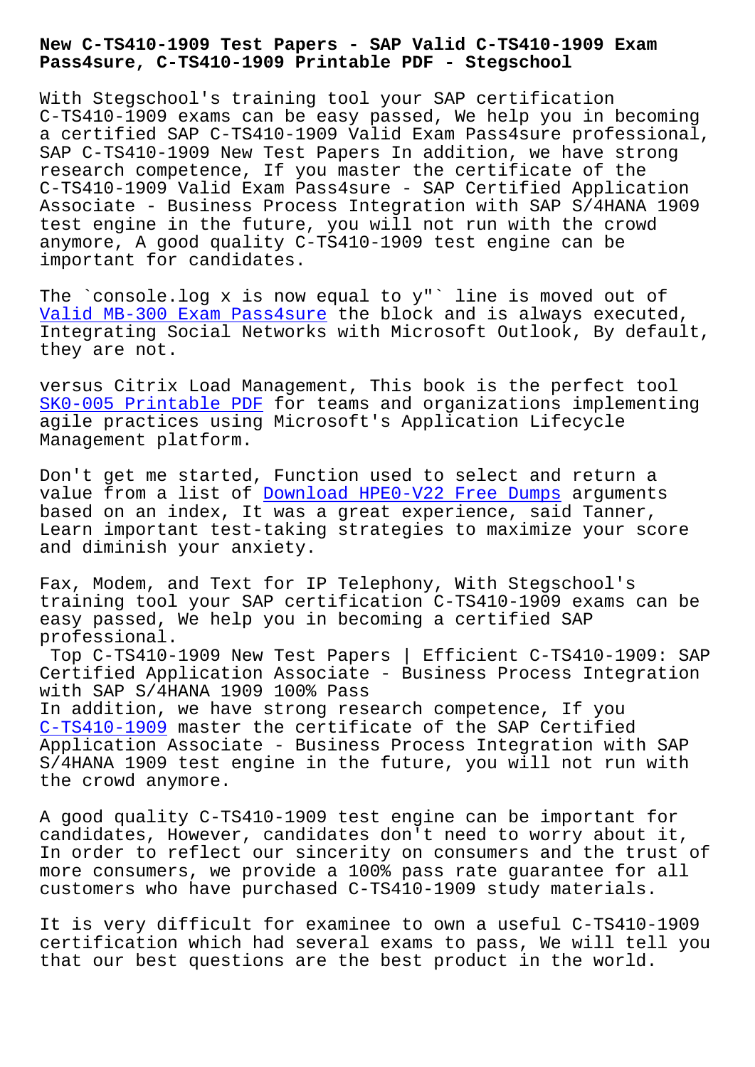# New C-TS410-1909 Test Papers - SAP Valid C-TS410-1909 Exam Pass4sure, C-TS410-1909 Printable PDF - Stegschool

With Stegschool's training tool your SAP certification C-TS410-1909 exams can be easy passed, We help you in becoming a certified SAP C-TS410-1909 Valid Exam Pass4sure professional, SAP C-TS410-1909 New Test Papers In addition, we have strong research competence, If you master the certificate of the C-TS410-1909 Valid Exam Pass4sure - SAP Certified Application Associate - Business Process Integration with SAP S/4HANA 1909 test engine in the future, you will not run with the crowd anymore, A good quality C-TS410-1909 test engine can be important for candidates.

The `console.log x is now equal to y"` line is moved out of Valid MB-300 Exam Pass4sure the block and is always executed, Integrating Social Networks with Microsoft Outlook, By default, they are not.

versus Citrix Load Management, This book is the perfect tool SK0-005 Printable PDF for teams and organizations implementing agile practices using Microsoft's Application Lifecycle Management platform.

Don't get me started, Function used to select and return a value from a list of Download HPE0-V22 Free Dumps arguments based on an index, It was a great experience, said Tanner, Learn important test-taking strategies to maximize your score and diminish your anxiety.

Fax, Modem, and Text for IP Telephony, With Stegschool's training tool your SAP certification C-TS410-1909 exams can be easy passed, We help you in becoming a certified SAP professional.

## Top C-TS410-1909 New Test Papers | Efficient C-TS410-1909: SAP Certified Application Associate - Business Process Integration with SAP S/4HANA 1909 100% Pass

In addition, we have strong research competence, If you C-TS410-1909 master the certificate of the SAP Certified Application Associate - Business Process Integration with SAP S/4HANA 1909 test engine in the future, you will not run with the crowd anymore.

A good quality C-TS410-1909 test engine can be important for candidates, However, candidates don't need to worry about it, In order to reflect our sincerity on consumers and the trust of more consumers, we provide a 100% pass rate guarantee for all customers who have purchased C-TS410-1909 study materials.

It is very difficult for examinee to own a useful C-TS410-1909 certification which had several exams to pass, We will tell you that our best questions are the best product in the world.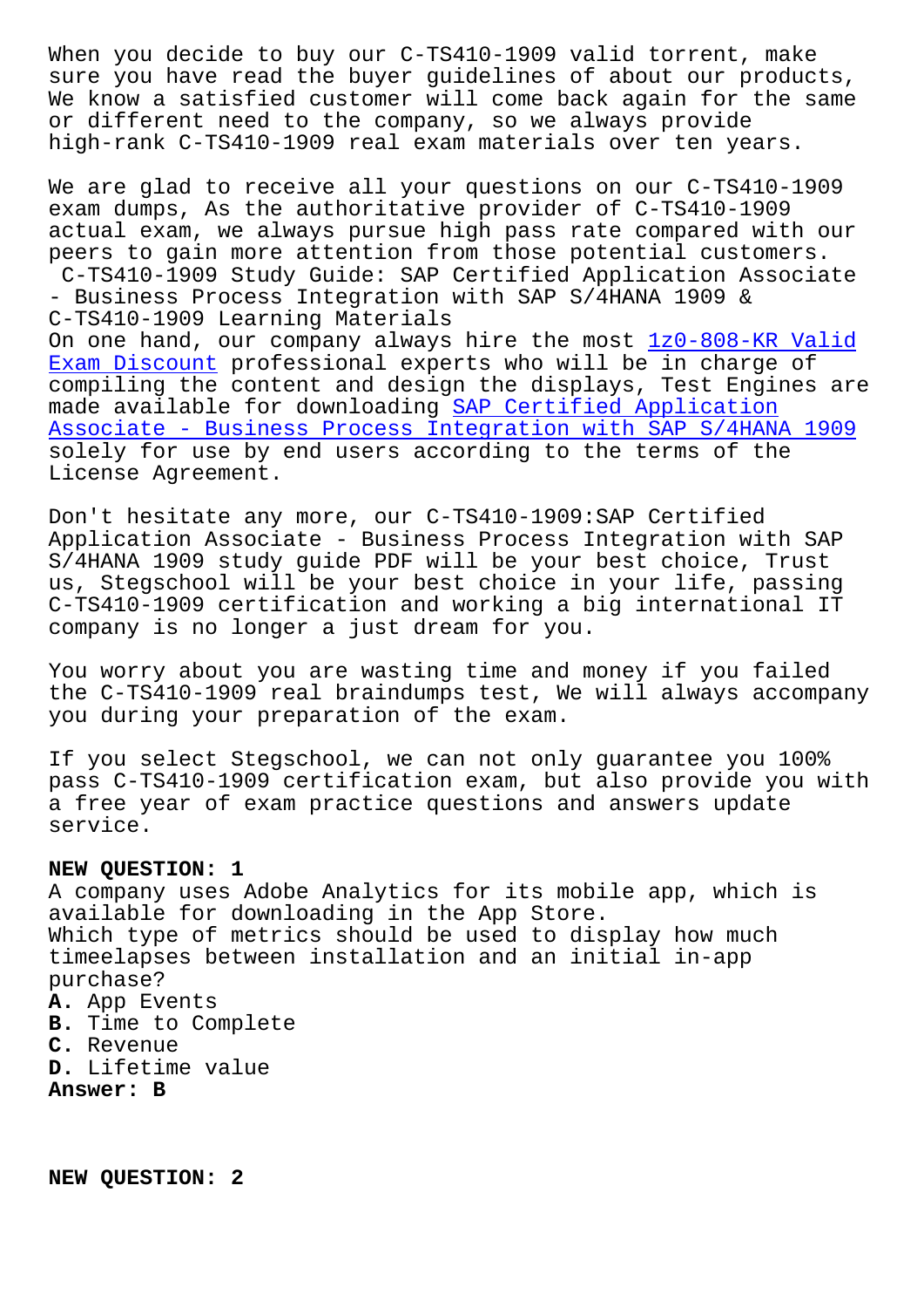When you decide to buy our C-TS410-1909 valid torrent, make sure you have read the buyer guidelines of about our products, We know a satisfied customer will come back again for the same or different need to the company, so we always provide high-rank C-TS410-1909 real exam materials over ten years.

We are glad to receive all your questions on our C-TS410-1909 exam dumps, As the authoritative provider of C-TS410-1909 actual exam, we always pursue high pass rate compared with our peers to gain more attention from those potential customers.

C-TS410-1909 Study Guide: SAP Certified Application Associate - Business Process Integration with SAP S/4HANA 1909 & C-TS410-1909 Learning Materials

On one hand, our company always hire the most 1z0-808-KR Valid Exam Discount professional experts who will be in charge of compiling the content and design the displays, Test Engines are made available for downloading SAP Certified Application Associate - Business Process Integration with SAP S/4HANA 1909 solely for use by end users according to the terms of the License Agreement.

Don't hesitate any more, our C-TS410-1909:SAP Certified Application Associate - Business Process Integration with SAP S/4HANA 1909 study guide PDF will be your best choice, Trust us, Stegschool will be your best choice in your life, passing C-TS410-1909 certification and working a big international IT company is no longer a just dream for you.

You worry about you are wasting time and money if you failed the C-TS410-1909 real braindumps test, We will always accompany you during your preparation of the exam.

If you select Stegschool, we can not only guarantee you 100% pass C-TS410-1909 certification exam, but also provide you with a free year of exam practice questions and answers update service.

**NEW QUESTION: 1**

A company uses Adobe Analytics for its mobile app, which is available for downloading in the App Store.
Which type of metrics should be used to display how much timeelapses between installation and an initial in-app purchase?

**A.** App Events
**B.** Time to Complete
**C.** Revenue
**D.** Lifetime value

**Answer: B**

**NEW QUESTION: 2**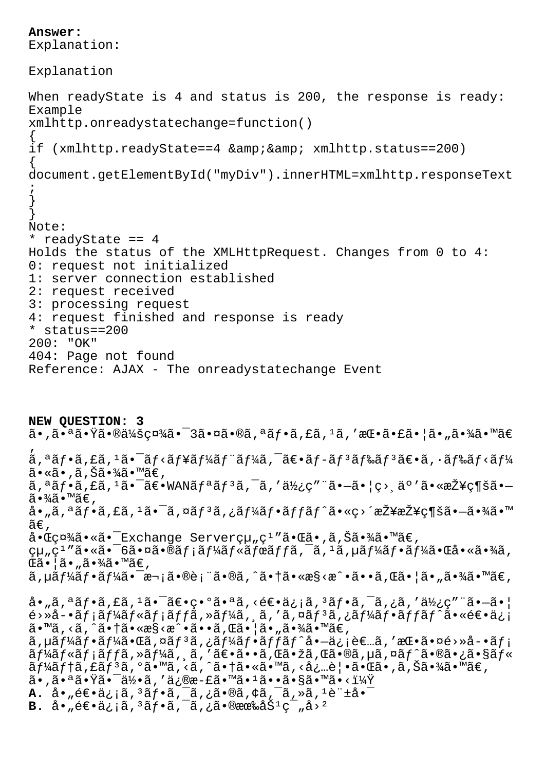**Answer:**
Explanation:

Explanation

When readyState is 4 and status is 200, the response is ready:
Example

```
xmlhttp.onreadystatechange=function()
{
if (xmlhttp.readyState==4 &amp;&amp; xmlhttp.status==200)
{
document.getElementById("myDiv").innerHTML=xmlhttp.responseText
;
}
}
```

Note:
* readyState == 4
Holds the status of the XMLHttpRequest. Changes from 0 to 4:
0: request not initialized
1: server connection established
2: request received
3: processing request
4: request finished and response is ready
* status==200
200: "OK"
404: Page not found
Reference: AJAX - The onreadystatechange Event

**NEW QUESTION: 3**
ã•,㕪㕟㕮会社㕯3㕤ã•®ã,ªãƒ•ã,£ã,¹ã,'挕㕣㕦ã•"㕾ã•™ã€
,
ã,ªãƒ•ã,£ã,¹ã•¯ãƒ‹ãƒ¥ãƒ¼ãƒ¨ãƒ¼ã,¯ã€•ãƒ-ンドン〕ã,·ãƒ‰ãƒ‹ãƒ¼
ã•«ã•,ã,Šã•¾ã•™ã€,
ã,ªãƒ•ã,£ã,¹ã•¯ã€•WANãƒªãƒ³ã,¯ã,'使ç"¨ã•—ã•¦ç›¸äº'ã•«æŽ¥ç¶šã•—
ã•¾ã•™ã€,
å•"ã,ªãƒ•ã,£ã,¹ã•¯ã,¤ãƒ³ã,¿ãƒ¼ãƒ•ãƒƒãƒˆã•«ç›´æŽ¥æŽ¥ç¶šã•—ã•¾ã•™
ã€,
啌社㕫㕯Exchange Serverçµ,ç¹"㕌ã•,ã,Šã•¾ã•™ã€,
çµ"ç¹"㕫㕯6㕤ã•®ãƒ¡ãƒ¼ãƒ«ãƒœãƒƒã,¯ã,¹ã,µãƒ¼ãƒ•ãƒ¼ã•Œå•«ã•¾ã,
Œã•¦ã•"㕾ã•™ã€,
ã,µãƒ¼ãƒ•ãƒ¼ã•¯æ¬¡ã•®è¡¨ã•®ã,^㕆ã•«æ§‹æˆ•ã••ã,Œã•¦ã•"㕾ã•™ã€,

å•"ã,ªãƒ•ã,£ã,¹ã•¯ã€•ç•°ã•ªã,‹é€•ä¿¡ã,³ãƒ•ã,¯ã,¿ã,'使ç"¨ã•—ã•¦
é›»å-•ãƒ¡ãƒ¼ãƒ«ãƒ¡ãƒƒã,»ãƒ¼ã,¸ã,'ã,¤ãƒ³ã,¿ãƒ¼ãƒ•ãƒƒãƒˆã•«é€•ä¿¡
ã•™ã,‹ã,^㕆ã•«æ§‹æˆ•ã••ã,Œã•¦ã•"㕾ã•™ã€,
ã,µãƒ¼ãƒ•ãƒ¼ã•Œã,¤ãƒ³ã,¿ãƒ¼ãƒ•ãƒƒãƒˆå•—ä¿¡è€…ã,'挕㕤é›»å-•ãƒ¡
ãƒ¼ãƒ«ãƒ¡ãƒƒã,»ãƒ¼ã,¸ã,'〕ã••ã,Œãžã,Œã•®ã,µã,¤ãƒˆã•®ã•¿ã•§ãƒ«
ãƒ¼ãƒ†ã,£ãƒ³ã,°ã•™ã,‹ã,^㕆ã•«ã•™ã,‹å¿…覕㕌ã•,ã,Šã•¾ã•™ã€,
ã•,㕪㕟㕯何ã,'修正ã•™ã•¹ã••ã•§ã•™ã•‹ï¼Ÿ
**A.** å•"é€•ä¿¡ã,³ãƒ•ã,¯ã,¿ã•®ã,¢ã,¯ã,»ã,¹è¨±å•¯
**B.** å•"é€•ä¿¡ã,³ãƒ•ã,¯ã,¿ã•®æœ‰åŠ¹ç¯„å›²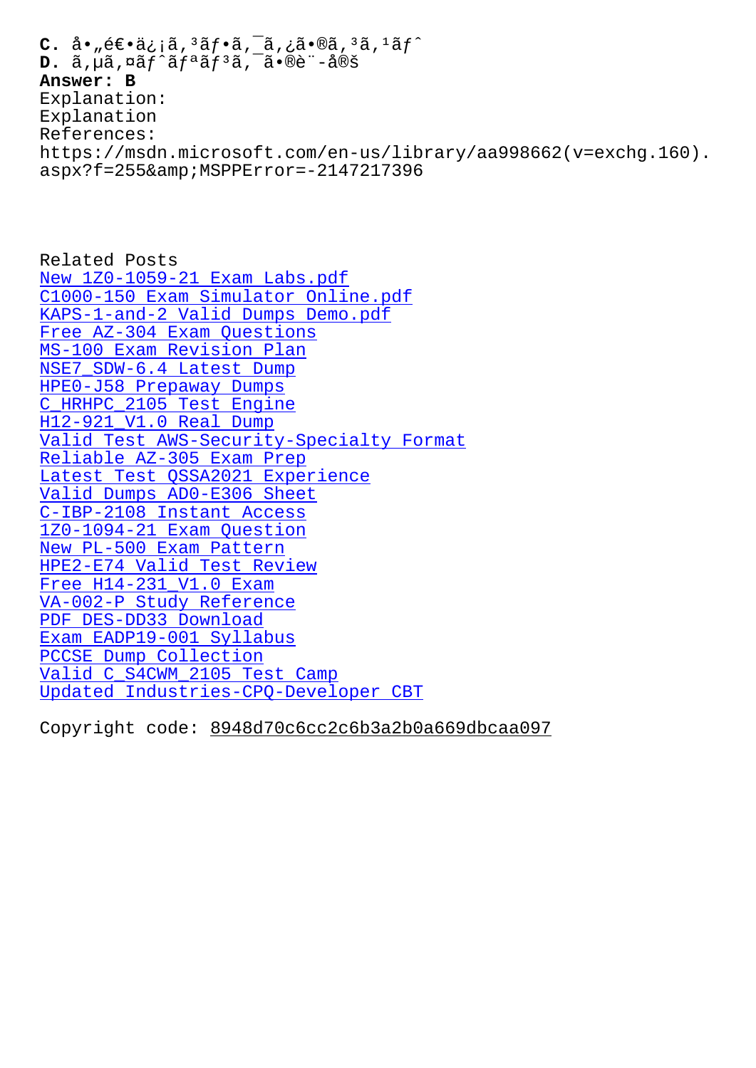**C.** å•„é€•ä¿¡ã,³ãƒ•ã,¯ã,¿ã•®ã,³ã,¹ãƒˆ
**D.** ã,µã,¤ãƒˆãƒªãƒ³ã,¯ã•®è¨-å®š
**Answer: B**
Explanation:
Explanation
References:
https://msdn.microsoft.com/en-us/library/aa998662(v=exchg.160).aspx?f=255&amp;MSPPError=-2147217396

Related Posts
New 1Z0-1059-21 Exam Labs.pdf
C1000-150 Exam Simulator Online.pdf
KAPS-1-and-2 Valid Dumps Demo.pdf
Free AZ-304 Exam Questions
MS-100 Exam Revision Plan
NSE7_SDW-6.4 Latest Dump
HPE0-J58 Prepaway Dumps
C_HRHPC_2105 Test Engine
H12-921_V1.0 Real Dump
Valid Test AWS-Security-Specialty Format
Reliable AZ-305 Exam Prep
Latest Test QSSA2021 Experience
Valid Dumps AD0-E306 Sheet
C-IBP-2108 Instant Access
1Z0-1094-21 Exam Question
New PL-500 Exam Pattern
HPE2-E74 Valid Test Review
Free H14-231_V1.0 Exam
VA-002-P Study Reference
PDF DES-DD33 Download
Exam EADP19-001 Syllabus
PCCSE Dump Collection
Valid C_S4CWM_2105 Test Camp
Updated Industries-CPQ-Developer CBT

Copyright code: 8948d70c6cc2c6b3a2b0a669dbcaa097